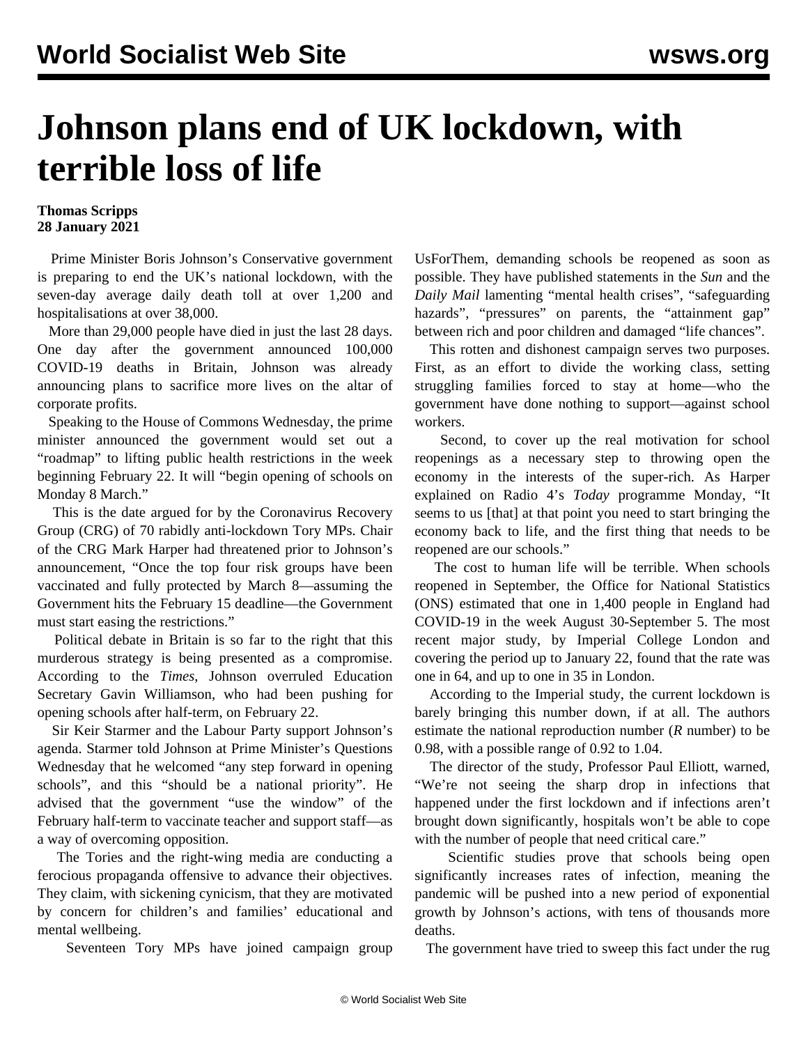# Johnson plans end of UK lockdown, with terrible loss of life

**Thomas Scripps**
**28 January 2021**

Prime Minister Boris Johnson's Conservative government is preparing to end the UK's national lockdown, with the seven-day average daily death toll at over 1,200 and hospitalisations at over 38,000.

More than 29,000 people have died in just the last 28 days. One day after the government announced 100,000 COVID-19 deaths in Britain, Johnson was already announcing plans to sacrifice more lives on the altar of corporate profits.

Speaking to the House of Commons Wednesday, the prime minister announced the government would set out a "roadmap" to lifting public health restrictions in the week beginning February 22. It will "begin opening of schools on Monday 8 March."

This is the date argued for by the Coronavirus Recovery Group (CRG) of 70 rabidly anti-lockdown Tory MPs. Chair of the CRG Mark Harper had threatened prior to Johnson's announcement, "Once the top four risk groups have been vaccinated and fully protected by March 8—assuming the Government hits the February 15 deadline—the Government must start easing the restrictions."

Political debate in Britain is so far to the right that this murderous strategy is being presented as a compromise. According to the *Times*, Johnson overruled Education Secretary Gavin Williamson, who had been pushing for opening schools after half-term, on February 22.

Sir Keir Starmer and the Labour Party support Johnson's agenda. Starmer told Johnson at Prime Minister's Questions Wednesday that he welcomed "any step forward in opening schools", and this "should be a national priority". He advised that the government "use the window" of the February half-term to vaccinate teacher and support staff—as a way of overcoming opposition.

The Tories and the right-wing media are conducting a ferocious propaganda offensive to advance their objectives. They claim, with sickening cynicism, that they are motivated by concern for children's and families' educational and mental wellbeing.

Seventeen Tory MPs have joined campaign group UsForThem, demanding schools be reopened as soon as possible. They have published statements in the *Sun* and the *Daily Mail* lamenting "mental health crises", "safeguarding hazards", "pressures" on parents, the "attainment gap" between rich and poor children and damaged "life chances".

This rotten and dishonest campaign serves two purposes. First, as an effort to divide the working class, setting struggling families forced to stay at home—who the government have done nothing to support—against school workers.

Second, to cover up the real motivation for school reopenings as a necessary step to throwing open the economy in the interests of the super-rich. As Harper explained on Radio 4's *Today* programme Monday, "It seems to us [that] at that point you need to start bringing the economy back to life, and the first thing that needs to be reopened are our schools."

The cost to human life will be terrible. When schools reopened in September, the Office for National Statistics (ONS) estimated that one in 1,400 people in England had COVID-19 in the week August 30-September 5. The most recent major study, by Imperial College London and covering the period up to January 22, found that the rate was one in 64, and up to one in 35 in London.

According to the Imperial study, the current lockdown is barely bringing this number down, if at all. The authors estimate the national reproduction number (*R* number) to be 0.98, with a possible range of 0.92 to 1.04.

The director of the study, Professor Paul Elliott, warned, "We're not seeing the sharp drop in infections that happened under the first lockdown and if infections aren't brought down significantly, hospitals won't be able to cope with the number of people that need critical care."

Scientific studies prove that schools being open significantly increases rates of infection, meaning the pandemic will be pushed into a new period of exponential growth by Johnson's actions, with tens of thousands more deaths.

The government have tried to sweep this fact under the rug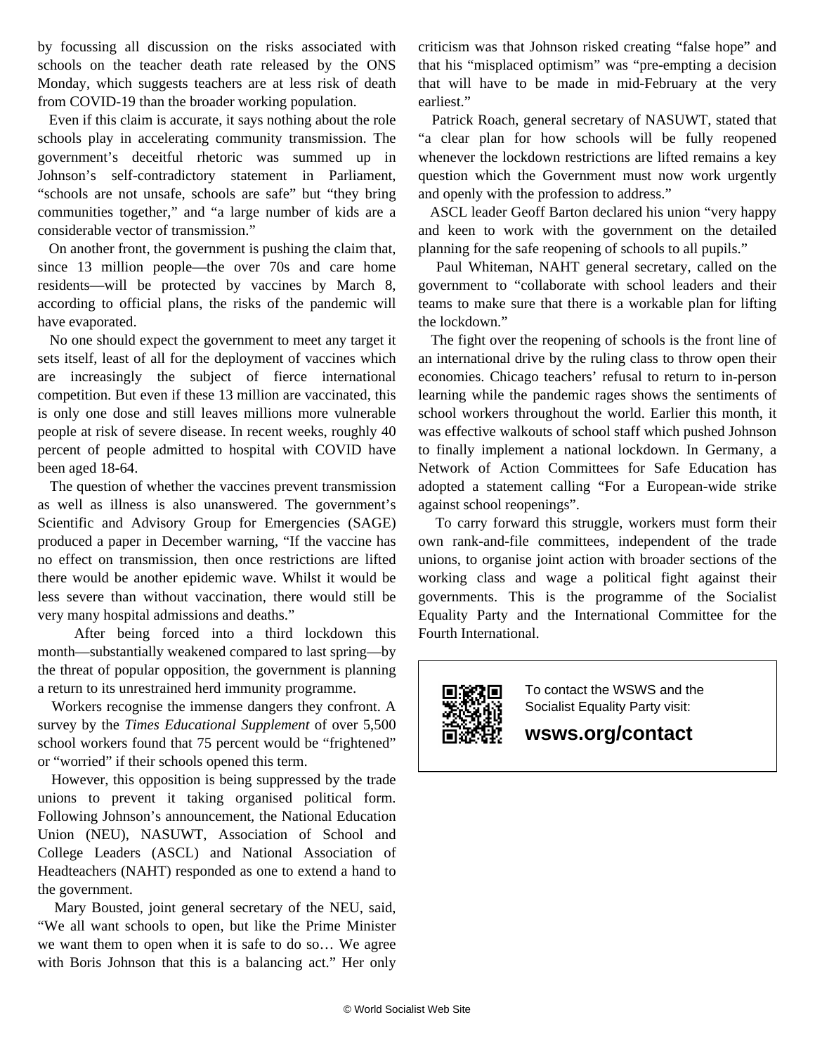by focussing all discussion on the risks associated with schools on the teacher death rate released by the ONS Monday, which suggests teachers are at less risk of death from COVID-19 than the broader working population.

Even if this claim is accurate, it says nothing about the role schools play in accelerating community transmission. The government's deceitful rhetoric was summed up in Johnson's self-contradictory statement in Parliament, "schools are not unsafe, schools are safe" but "they bring communities together," and "a large number of kids are a considerable vector of transmission."

On another front, the government is pushing the claim that, since 13 million people—the over 70s and care home residents—will be protected by vaccines by March 8, according to official plans, the risks of the pandemic will have evaporated.

No one should expect the government to meet any target it sets itself, least of all for the deployment of vaccines which are increasingly the subject of fierce international competition. But even if these 13 million are vaccinated, this is only one dose and still leaves millions more vulnerable people at risk of severe disease. In recent weeks, roughly 40 percent of people admitted to hospital with COVID have been aged 18-64.

The question of whether the vaccines prevent transmission as well as illness is also unanswered. The government's Scientific and Advisory Group for Emergencies (SAGE) produced a paper in December warning, "If the vaccine has no effect on transmission, then once restrictions are lifted there would be another epidemic wave. Whilst it would be less severe than without vaccination, there would still be very many hospital admissions and deaths."

After being forced into a third lockdown this month—substantially weakened compared to last spring—by the threat of popular opposition, the government is planning a return to its unrestrained herd immunity programme.

Workers recognise the immense dangers they confront. A survey by the *Times Educational Supplement* of over 5,500 school workers found that 75 percent would be "frightened" or "worried" if their schools opened this term.

However, this opposition is being suppressed by the trade unions to prevent it taking organised political form. Following Johnson's announcement, the National Education Union (NEU), NASUWT, Association of School and College Leaders (ASCL) and National Association of Headteachers (NAHT) responded as one to extend a hand to the government.

Mary Bousted, joint general secretary of the NEU, said, "We all want schools to open, but like the Prime Minister we want them to open when it is safe to do so… We agree with Boris Johnson that this is a balancing act." Her only criticism was that Johnson risked creating "false hope" and that his "misplaced optimism" was "pre-empting a decision that will have to be made in mid-February at the very earliest."

Patrick Roach, general secretary of NASUWT, stated that "a clear plan for how schools will be fully reopened whenever the lockdown restrictions are lifted remains a key question which the Government must now work urgently and openly with the profession to address."

ASCL leader Geoff Barton declared his union "very happy and keen to work with the government on the detailed planning for the safe reopening of schools to all pupils."

Paul Whiteman, NAHT general secretary, called on the government to "collaborate with school leaders and their teams to make sure that there is a workable plan for lifting the lockdown."

The fight over the reopening of schools is the front line of an international drive by the ruling class to throw open their economies. Chicago teachers' refusal to return to in-person learning while the pandemic rages shows the sentiments of school workers throughout the world. Earlier this month, it was effective walkouts of school staff which pushed Johnson to finally implement a national lockdown. In Germany, a Network of Action Committees for Safe Education has adopted a statement calling "For a European-wide strike against school reopenings".

To carry forward this struggle, workers must form their own rank-and-file committees, independent of the trade unions, to organise joint action with broader sections of the working class and wage a political fight against their governments. This is the programme of the Socialist Equality Party and the International Committee for the Fourth International.

To contact the WSWS and the Socialist Equality Party visit:

**wsws.org/contact**